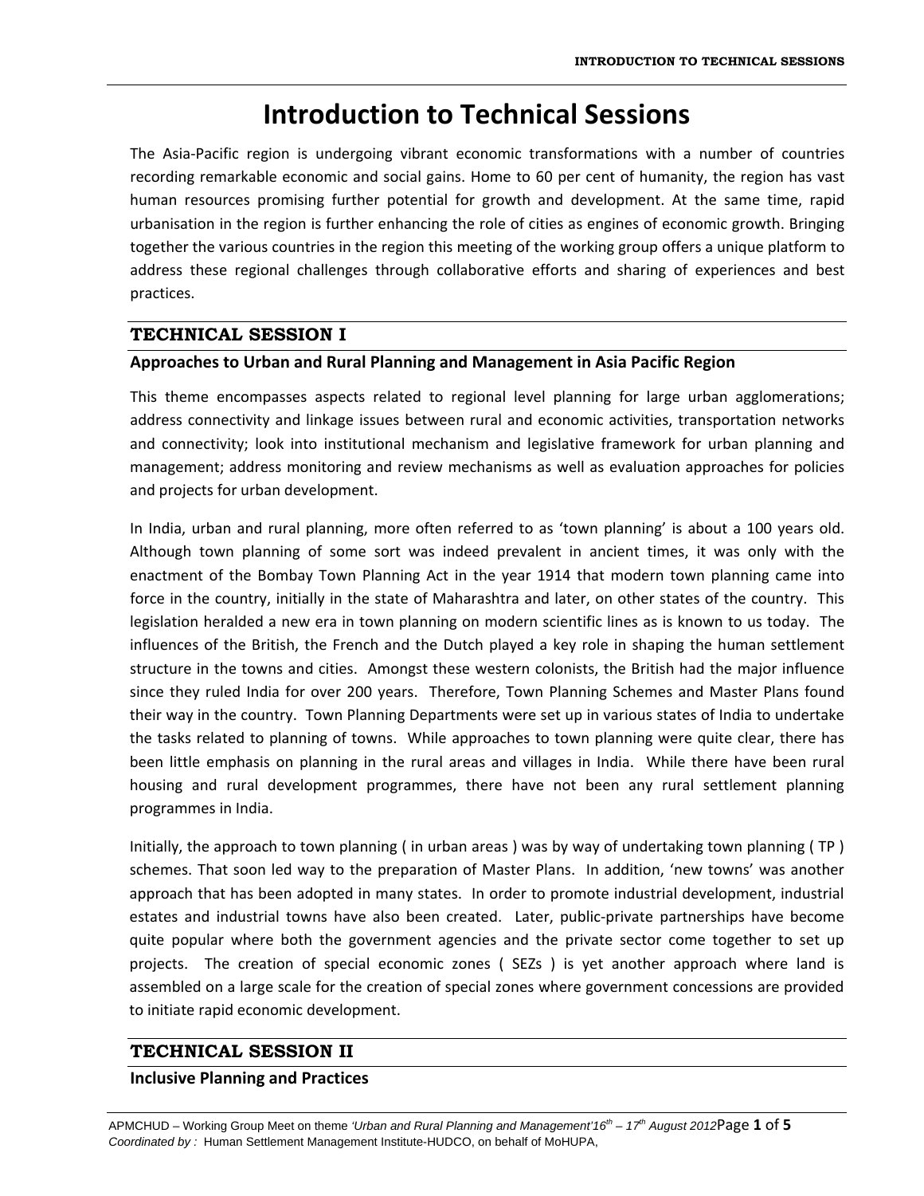# Introduction to Technical Sessions

The Asia-Pacific region is undergoing vibrant economic transformations with a number of countries recording remarkable economic and social gains. Home to 60 per cent of humanity, the region has vast human resources promising further potential for growth and development. At the same time, rapid urbanisation in the region is further enhancing the role of cities as engines of economic growth. Bringing together the various countries in the region this meeting of the working group offers a unique platform to address these regional challenges through collaborative efforts and sharing of experiences and best practices.

## TECHNICAL SESSION I

### Approaches to Urban and Rural Planning and Management in Asia Pacific Region

This theme encompasses aspects related to regional level planning for large urban agglomerations; address connectivity and linkage issues between rural and economic activities, transportation networks and connectivity; look into institutional mechanism and legislative framework for urban planning and management; address monitoring and review mechanisms as well as evaluation approaches for policies and projects for urban development.

In India, urban and rural planning, more often referred to as 'town planning' is about a 100 years old. Although town planning of some sort was indeed prevalent in ancient times, it was only with the enactment of the Bombay Town Planning Act in the year 1914 that modern town planning came into force in the country, initially in the state of Maharashtra and later, on other states of the country. This legislation heralded a new era in town planning on modern scientific lines as is known to us today. The influences of the British, the French and the Dutch played a key role in shaping the human settlement structure in the towns and cities. Amongst these western colonists, the British had the major influence since they ruled India for over 200 years. Therefore, Town Planning Schemes and Master Plans found their way in the country. Town Planning Departments were set up in various states of India to undertake the tasks related to planning of towns. While approaches to town planning were quite clear, there has been little emphasis on planning in the rural areas and villages in India. While there have been rural housing and rural development programmes, there have not been any rural settlement planning programmes in India.

Initially, the approach to town planning ( in urban areas ) was by way of undertaking town planning ( TP ) schemes. That soon led way to the preparation of Master Plans. In addition, 'new towns' was another approach that has been adopted in many states. In order to promote industrial development, industrial estates and industrial towns have also been created. Later, public-private partnerships have become quite popular where both the government agencies and the private sector come together to set up projects. The creation of special economic zones ( SEZs ) is yet another approach where land is assembled on a large scale for the creation of special zones where government concessions are provided to initiate rapid economic development.

## TECHNICAL SESSION II

### Inclusive Planning and Practices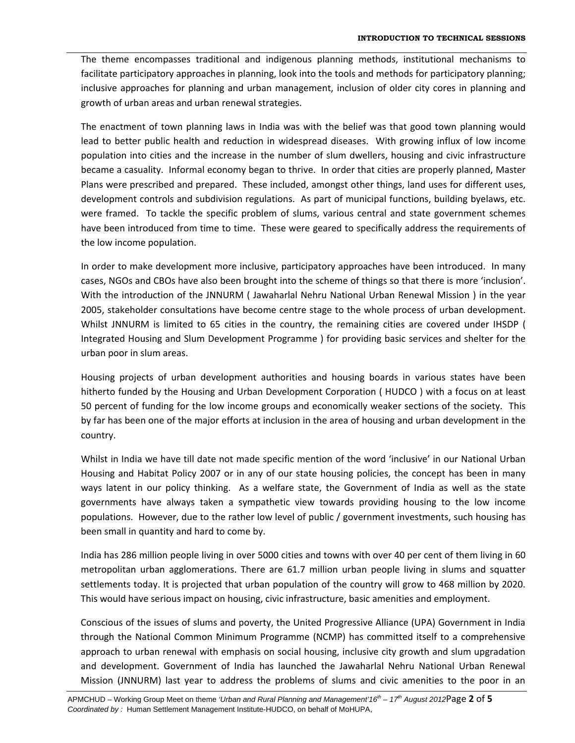The theme encompasses traditional and indigenous planning methods, institutional mechanisms to facilitate participatory approaches in planning, look into the tools and methods for participatory planning; inclusive approaches for planning and urban management, inclusion of older city cores in planning and growth of urban areas and urban renewal strategies.

The enactment of town planning laws in India was with the belief was that good town planning would lead to better public health and reduction in widespread diseases. With growing influx of low income population into cities and the increase in the number of slum dwellers, housing and civic infrastructure became a casuality. Informal economy began to thrive. In order that cities are properly planned, Master Plans were prescribed and prepared. These included, amongst other things, land uses for different uses, development controls and subdivision regulations. As part of municipal functions, building byelaws, etc. were framed. To tackle the specific problem of slums, various central and state government schemes have been introduced from time to time. These were geared to specifically address the requirements of the low income population.

In order to make development more inclusive, participatory approaches have been introduced. In many cases, NGOs and CBOs have also been brought into the scheme of things so that there is more 'inclusion'. With the introduction of the JNNURM ( Jawaharlal Nehru National Urban Renewal Mission ) in the year 2005, stakeholder consultations have become centre stage to the whole process of urban development. Whilst JNNURM is limited to 65 cities in the country, the remaining cities are covered under IHSDP ( Integrated Housing and Slum Development Programme ) for providing basic services and shelter for the urban poor in slum areas.

Housing projects of urban development authorities and housing boards in various states have been hitherto funded by the Housing and Urban Development Corporation ( HUDCO ) with a focus on at least 50 percent of funding for the low income groups and economically weaker sections of the society. This by far has been one of the major efforts at inclusion in the area of housing and urban development in the country.

Whilst in India we have till date not made specific mention of the word 'inclusive' in our National Urban Housing and Habitat Policy 2007 or in any of our state housing policies, the concept has been in many ways latent in our policy thinking. As a welfare state, the Government of India as well as the state governments have always taken a sympathetic view towards providing housing to the low income populations. However, due to the rather low level of public / government investments, such housing has been small in quantity and hard to come by.

India has 286 million people living in over 5000 cities and towns with over 40 per cent of them living in 60 metropolitan urban agglomerations. There are 61.7 million urban people living in slums and squatter settlements today. It is projected that urban population of the country will grow to 468 million by 2020. This would have serious impact on housing, civic infrastructure, basic amenities and employment.

Conscious of the issues of slums and poverty, the United Progressive Alliance (UPA) Government in India through the National Common Minimum Programme (NCMP) has committed itself to a comprehensive approach to urban renewal with emphasis on social housing, inclusive city growth and slum upgradation and development. Government of India has launched the Jawaharlal Nehru National Urban Renewal Mission (JNNURM) last year to address the problems of slums and civic amenities to the poor in an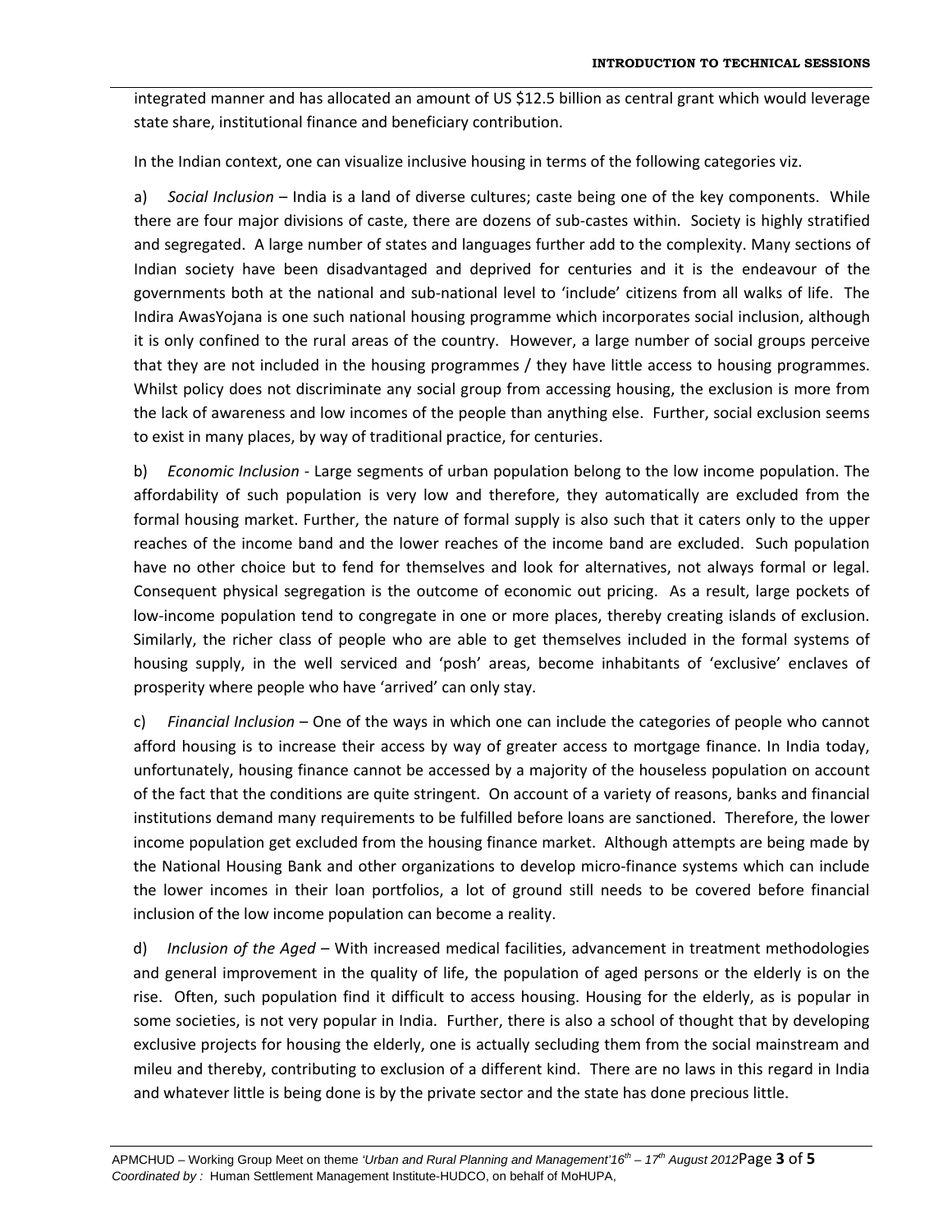integrated manner and has allocated an amount of US $12.5 billion as central grant which would leverage state share, institutional finance and beneficiary contribution.

In the Indian context, one can visualize inclusive housing in terms of the following categories viz.

a) *Social Inclusion* – India is a land of diverse cultures; caste being one of the key components. While there are four major divisions of caste, there are dozens of sub-castes within. Society is highly stratified and segregated. A large number of states and languages further add to the complexity. Many sections of Indian society have been disadvantaged and deprived for centuries and it is the endeavour of the governments both at the national and sub-national level to 'include' citizens from all walks of life. The Indira AwasYojana is one such national housing programme which incorporates social inclusion, although it is only confined to the rural areas of the country. However, a large number of social groups perceive that they are not included in the housing programmes / they have little access to housing programmes. Whilst policy does not discriminate any social group from accessing housing, the exclusion is more from the lack of awareness and low incomes of the people than anything else. Further, social exclusion seems to exist in many places, by way of traditional practice, for centuries.

b) *Economic Inclusion* - Large segments of urban population belong to the low income population. The affordability of such population is very low and therefore, they automatically are excluded from the formal housing market. Further, the nature of formal supply is also such that it caters only to the upper reaches of the income band and the lower reaches of the income band are excluded. Such population have no other choice but to fend for themselves and look for alternatives, not always formal or legal. Consequent physical segregation is the outcome of economic out pricing. As a result, large pockets of low-income population tend to congregate in one or more places, thereby creating islands of exclusion. Similarly, the richer class of people who are able to get themselves included in the formal systems of housing supply, in the well serviced and 'posh' areas, become inhabitants of 'exclusive' enclaves of prosperity where people who have 'arrived' can only stay.

c) *Financial Inclusion* – One of the ways in which one can include the categories of people who cannot afford housing is to increase their access by way of greater access to mortgage finance. In India today, unfortunately, housing finance cannot be accessed by a majority of the houseless population on account of the fact that the conditions are quite stringent. On account of a variety of reasons, banks and financial institutions demand many requirements to be fulfilled before loans are sanctioned. Therefore, the lower income population get excluded from the housing finance market. Although attempts are being made by the National Housing Bank and other organizations to develop micro-finance systems which can include the lower incomes in their loan portfolios, a lot of ground still needs to be covered before financial inclusion of the low income population can become a reality.

d) *Inclusion of the Aged* – With increased medical facilities, advancement in treatment methodologies and general improvement in the quality of life, the population of aged persons or the elderly is on the rise. Often, such population find it difficult to access housing. Housing for the elderly, as is popular in some societies, is not very popular in India. Further, there is also a school of thought that by developing exclusive projects for housing the elderly, one is actually secluding them from the social mainstream and mileu and thereby, contributing to exclusion of a different kind. There are no laws in this regard in India and whatever little is being done is by the private sector and the state has done precious little.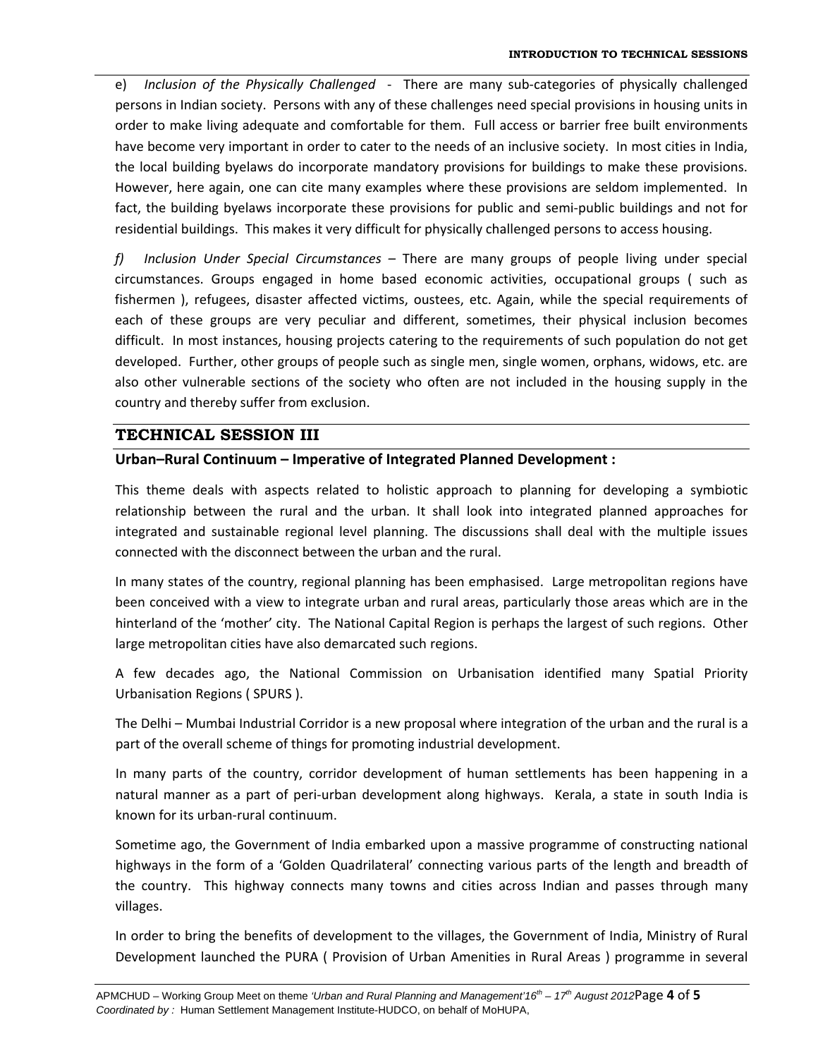e) *Inclusion of the Physically Challenged* - There are many sub-categories of physically challenged persons in Indian society. Persons with any of these challenges need special provisions in housing units in order to make living adequate and comfortable for them. Full access or barrier free built environments have become very important in order to cater to the needs of an inclusive society. In most cities in India, the local building byelaws do incorporate mandatory provisions for buildings to make these provisions. However, here again, one can cite many examples where these provisions are seldom implemented. In fact, the building byelaws incorporate these provisions for public and semi-public buildings and not for residential buildings. This makes it very difficult for physically challenged persons to access housing.

*f) Inclusion Under Special Circumstances* – There are many groups of people living under special circumstances. Groups engaged in home based economic activities, occupational groups ( such as fishermen ), refugees, disaster affected victims, oustees, etc. Again, while the special requirements of each of these groups are very peculiar and different, sometimes, their physical inclusion becomes difficult. In most instances, housing projects catering to the requirements of such population do not get developed. Further, other groups of people such as single men, single women, orphans, widows, etc. are also other vulnerable sections of the society who often are not included in the housing supply in the country and thereby suffer from exclusion.

## TECHNICAL SESSION III

### Urban–Rural Continuum – Imperative of Integrated Planned Development :

This theme deals with aspects related to holistic approach to planning for developing a symbiotic relationship between the rural and the urban. It shall look into integrated planned approaches for integrated and sustainable regional level planning. The discussions shall deal with the multiple issues connected with the disconnect between the urban and the rural.

In many states of the country, regional planning has been emphasised. Large metropolitan regions have been conceived with a view to integrate urban and rural areas, particularly those areas which are in the hinterland of the 'mother' city. The National Capital Region is perhaps the largest of such regions. Other large metropolitan cities have also demarcated such regions.

A few decades ago, the National Commission on Urbanisation identified many Spatial Priority Urbanisation Regions ( SPURS ).

The Delhi – Mumbai Industrial Corridor is a new proposal where integration of the urban and the rural is a part of the overall scheme of things for promoting industrial development.

In many parts of the country, corridor development of human settlements has been happening in a natural manner as a part of peri-urban development along highways. Kerala, a state in south India is known for its urban-rural continuum.

Sometime ago, the Government of India embarked upon a massive programme of constructing national highways in the form of a 'Golden Quadrilateral' connecting various parts of the length and breadth of the country. This highway connects many towns and cities across Indian and passes through many villages.

In order to bring the benefits of development to the villages, the Government of India, Ministry of Rural Development launched the PURA ( Provision of Urban Amenities in Rural Areas ) programme in several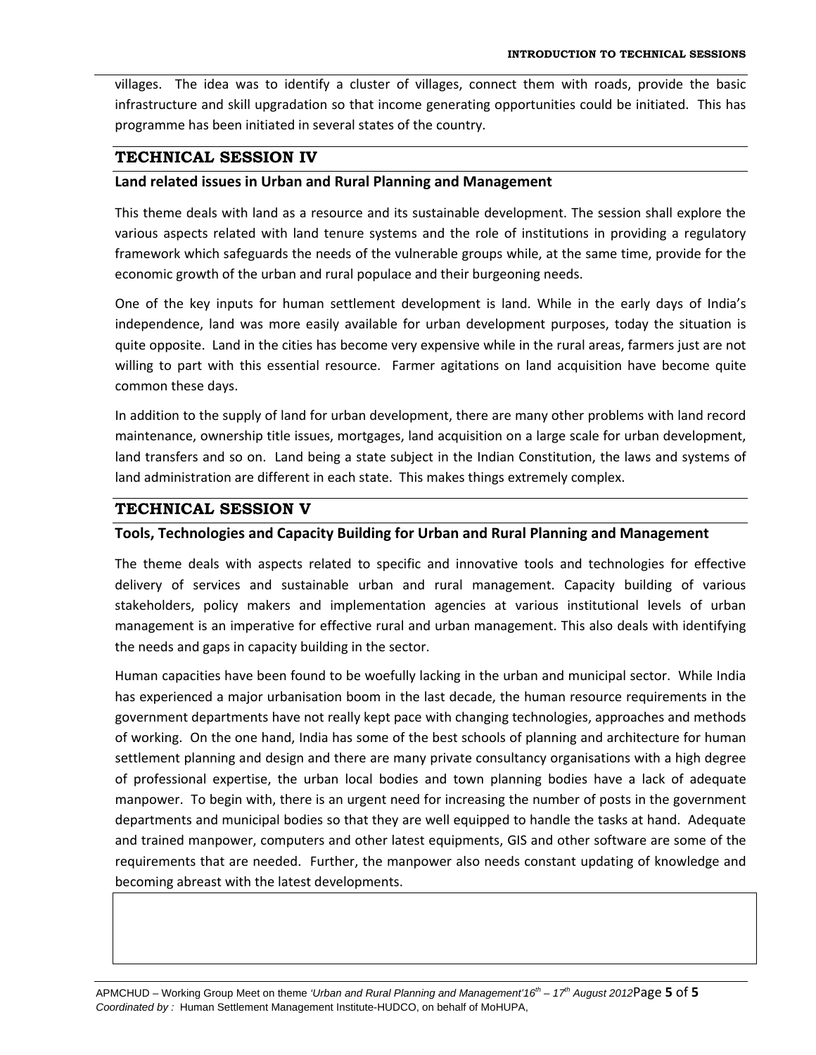villages. The idea was to identify a cluster of villages, connect them with roads, provide the basic infrastructure and skill upgradation so that income generating opportunities could be initiated. This has programme has been initiated in several states of the country.

## TECHNICAL SESSION IV

### Land related issues in Urban and Rural Planning and Management

This theme deals with land as a resource and its sustainable development. The session shall explore the various aspects related with land tenure systems and the role of institutions in providing a regulatory framework which safeguards the needs of the vulnerable groups while, at the same time, provide for the economic growth of the urban and rural populace and their burgeoning needs.

One of the key inputs for human settlement development is land. While in the early days of India's independence, land was more easily available for urban development purposes, today the situation is quite opposite. Land in the cities has become very expensive while in the rural areas, farmers just are not willing to part with this essential resource. Farmer agitations on land acquisition have become quite common these days.

In addition to the supply of land for urban development, there are many other problems with land record maintenance, ownership title issues, mortgages, land acquisition on a large scale for urban development, land transfers and so on. Land being a state subject in the Indian Constitution, the laws and systems of land administration are different in each state. This makes things extremely complex.

## TECHNICAL SESSION V

### Tools, Technologies and Capacity Building for Urban and Rural Planning and Management

The theme deals with aspects related to specific and innovative tools and technologies for effective delivery of services and sustainable urban and rural management. Capacity building of various stakeholders, policy makers and implementation agencies at various institutional levels of urban management is an imperative for effective rural and urban management. This also deals with identifying the needs and gaps in capacity building in the sector.

Human capacities have been found to be woefully lacking in the urban and municipal sector. While India has experienced a major urbanisation boom in the last decade, the human resource requirements in the government departments have not really kept pace with changing technologies, approaches and methods of working. On the one hand, India has some of the best schools of planning and architecture for human settlement planning and design and there are many private consultancy organisations with a high degree of professional expertise, the urban local bodies and town planning bodies have a lack of adequate manpower. To begin with, there is an urgent need for increasing the number of posts in the government departments and municipal bodies so that they are well equipped to handle the tasks at hand. Adequate and trained manpower, computers and other latest equipments, GIS and other software are some of the requirements that are needed. Further, the manpower also needs constant updating of knowledge and becoming abreast with the latest developments.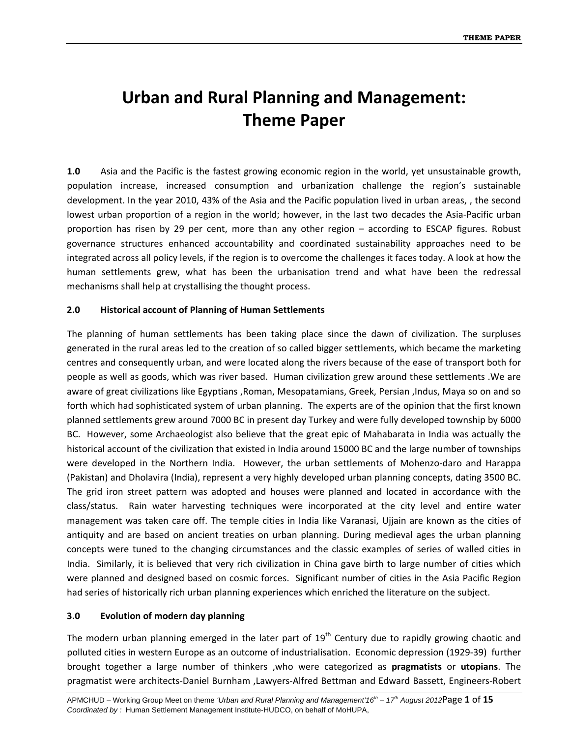# Urban and Rural Planning and Management: Theme Paper

**1.0** Asia and the Pacific is the fastest growing economic region in the world, yet unsustainable growth, population increase, increased consumption and urbanization challenge the region's sustainable development. In the year 2010, 43% of the Asia and the Pacific population lived in urban areas, , the second lowest urban proportion of a region in the world; however, in the last two decades the Asia-Pacific urban proportion has risen by 29 per cent, more than any other region – according to ESCAP figures. Robust governance structures enhanced accountability and coordinated sustainability approaches need to be integrated across all policy levels, if the region is to overcome the challenges it faces today. A look at how the human settlements grew, what has been the urbanisation trend and what have been the redressal mechanisms shall help at crystallising the thought process.

## 2.0 Historical account of Planning of Human Settlements

The planning of human settlements has been taking place since the dawn of civilization. The surpluses generated in the rural areas led to the creation of so called bigger settlements, which became the marketing centres and consequently urban, and were located along the rivers because of the ease of transport both for people as well as goods, which was river based. Human civilization grew around these settlements .We are aware of great civilizations like Egyptians ,Roman, Mesopatamians, Greek, Persian ,Indus, Maya so on and so forth which had sophisticated system of urban planning. The experts are of the opinion that the first known planned settlements grew around 7000 BC in present day Turkey and were fully developed township by 6000 BC. However, some Archaeologist also believe that the great epic of Mahabarata in India was actually the historical account of the civilization that existed in India around 15000 BC and the large number of townships were developed in the Northern India. However, the urban settlements of Mohenzo-daro and Harappa (Pakistan) and Dholavira (India), represent a very highly developed urban planning concepts, dating 3500 BC. The grid iron street pattern was adopted and houses were planned and located in accordance with the class/status. Rain water harvesting techniques were incorporated at the city level and entire water management was taken care off. The temple cities in India like Varanasi, Ujjain are known as the cities of antiquity and are based on ancient treaties on urban planning. During medieval ages the urban planning concepts were tuned to the changing circumstances and the classic examples of series of walled cities in India. Similarly, it is believed that very rich civilization in China gave birth to large number of cities which were planned and designed based on cosmic forces. Significant number of cities in the Asia Pacific Region had series of historically rich urban planning experiences which enriched the literature on the subject.

## 3.0 Evolution of modern day planning

The modern urban planning emerged in the later part of 19th Century due to rapidly growing chaotic and polluted cities in western Europe as an outcome of industrialisation. Economic depression (1929-39) further brought together a large number of thinkers ,who were categorized as **pragmatists** or **utopians**. The pragmatist were architects-Daniel Burnham ,Lawyers-Alfred Bettman and Edward Bassett, Engineers-Robert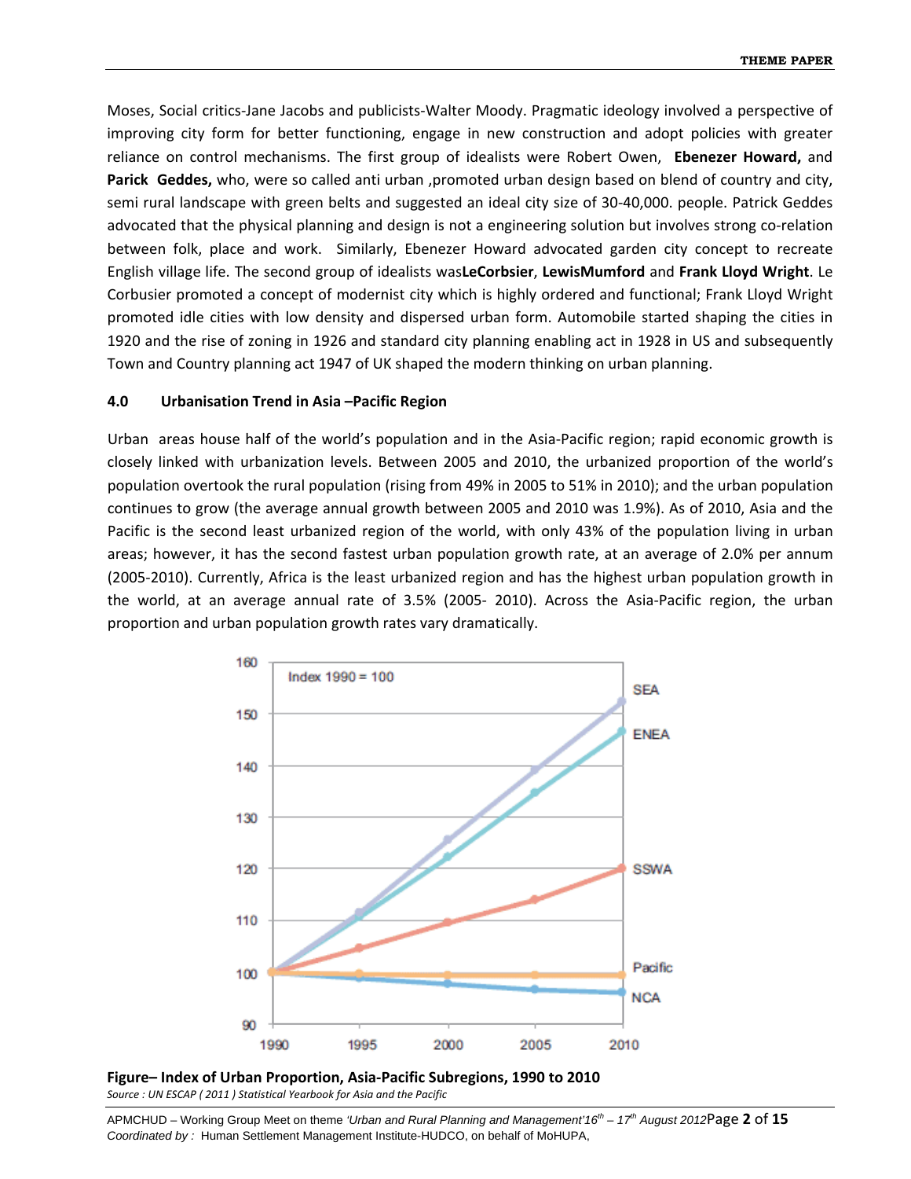Moses, Social critics-Jane Jacobs and publicists-Walter Moody. Pragmatic ideology involved a perspective of improving city form for better functioning, engage in new construction and adopt policies with greater reliance on control mechanisms. The first group of idealists were Robert Owen, **Ebenezer Howard,** and **Parick Geddes,** who, were so called anti urban ,promoted urban design based on blend of country and city, semi rural landscape with green belts and suggested an ideal city size of 30-40,000. people. Patrick Geddes advocated that the physical planning and design is not a engineering solution but involves strong co-relation between folk, place and work. Similarly, Ebenezer Howard advocated garden city concept to recreate English village life. The second group of idealists was**LeCorbsier**, **LewisMumford** and **Frank Lloyd Wright**. Le Corbusier promoted a concept of modernist city which is highly ordered and functional; Frank Lloyd Wright promoted idle cities with low density and dispersed urban form. Automobile started shaping the cities in 1920 and the rise of zoning in 1926 and standard city planning enabling act in 1928 in US and subsequently Town and Country planning act 1947 of UK shaped the modern thinking on urban planning.

## 4.0 Urbanisation Trend in Asia –Pacific Region

Urban areas house half of the world's population and in the Asia-Pacific region; rapid economic growth is closely linked with urbanization levels. Between 2005 and 2010, the urbanized proportion of the world's population overtook the rural population (rising from 49% in 2005 to 51% in 2010); and the urban population continues to grow (the average annual growth between 2005 and 2010 was 1.9%). As of 2010, Asia and the Pacific is the second least urbanized region of the world, with only 43% of the population living in urban areas; however, it has the second fastest urban population growth rate, at an average of 2.0% per annum (2005-2010). Currently, Africa is the least urbanized region and has the highest urban population growth in the world, at an average annual rate of 3.5% (2005- 2010). Across the Asia-Pacific region, the urban proportion and urban population growth rates vary dramatically.

**Figure– Index of Urban Proportion, Asia-Pacific Subregions, 1990 to 2010**

*Source : UN ESCAP ( 2011 ) Statistical Yearbook for Asia and the Pacific*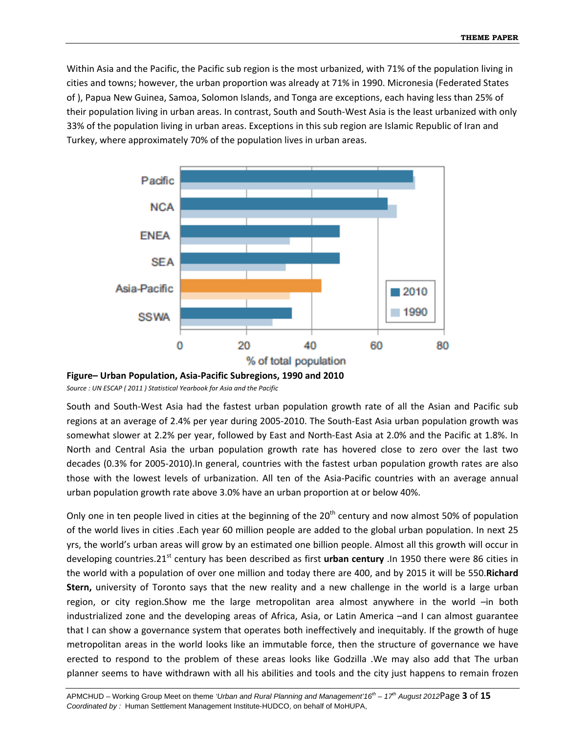Within Asia and the Pacific, the Pacific sub region is the most urbanized, with 71% of the population living in cities and towns; however, the urban proportion was already at 71% in 1990. Micronesia (Federated States of ), Papua New Guinea, Samoa, Solomon Islands, and Tonga are exceptions, each having less than 25% of their population living in urban areas. In contrast, South and South-West Asia is the least urbanized with only 33% of the population living in urban areas. Exceptions in this sub region are Islamic Republic of Iran and Turkey, where approximately 70% of the population lives in urban areas.

**Figure– Urban Population, Asia-Pacific Subregions, 1990 and 2010**

*Source : UN ESCAP ( 2011 ) Statistical Yearbook for Asia and the Pacific*

South and South-West Asia had the fastest urban population growth rate of all the Asian and Pacific sub regions at an average of 2.4% per year during 2005-2010. The South-East Asia urban population growth was somewhat slower at 2.2% per year, followed by East and North-East Asia at 2.0% and the Pacific at 1.8%. In North and Central Asia the urban population growth rate has hovered close to zero over the last two decades (0.3% for 2005-2010).In general, countries with the fastest urban population growth rates are also those with the lowest levels of urbanization. All ten of the Asia-Pacific countries with an average annual urban population growth rate above 3.0% have an urban proportion at or below 40%.

Only one in ten people lived in cities at the beginning of the 20th century and now almost 50% of population of the world lives in cities .Each year 60 million people are added to the global urban population. In next 25 yrs, the world's urban areas will grow by an estimated one billion people. Almost all this growth will occur in developing countries.21st century has been described as first **urban century** .In 1950 there were 86 cities in the world with a population of over one million and today there are 400, and by 2015 it will be 550.**Richard Stern,** university of Toronto says that the new reality and a new challenge in the world is a large urban region, or city region.Show me the large metropolitan area almost anywhere in the world –in both industrialized zone and the developing areas of Africa, Asia, or Latin America –and I can almost guarantee that I can show a governance system that operates both ineffectively and inequitably. If the growth of huge metropolitan areas in the world looks like an immutable force, then the structure of governance we have erected to respond to the problem of these areas looks like Godzilla .We may also add that The urban planner seems to have withdrawn with all his abilities and tools and the city just happens to remain frozen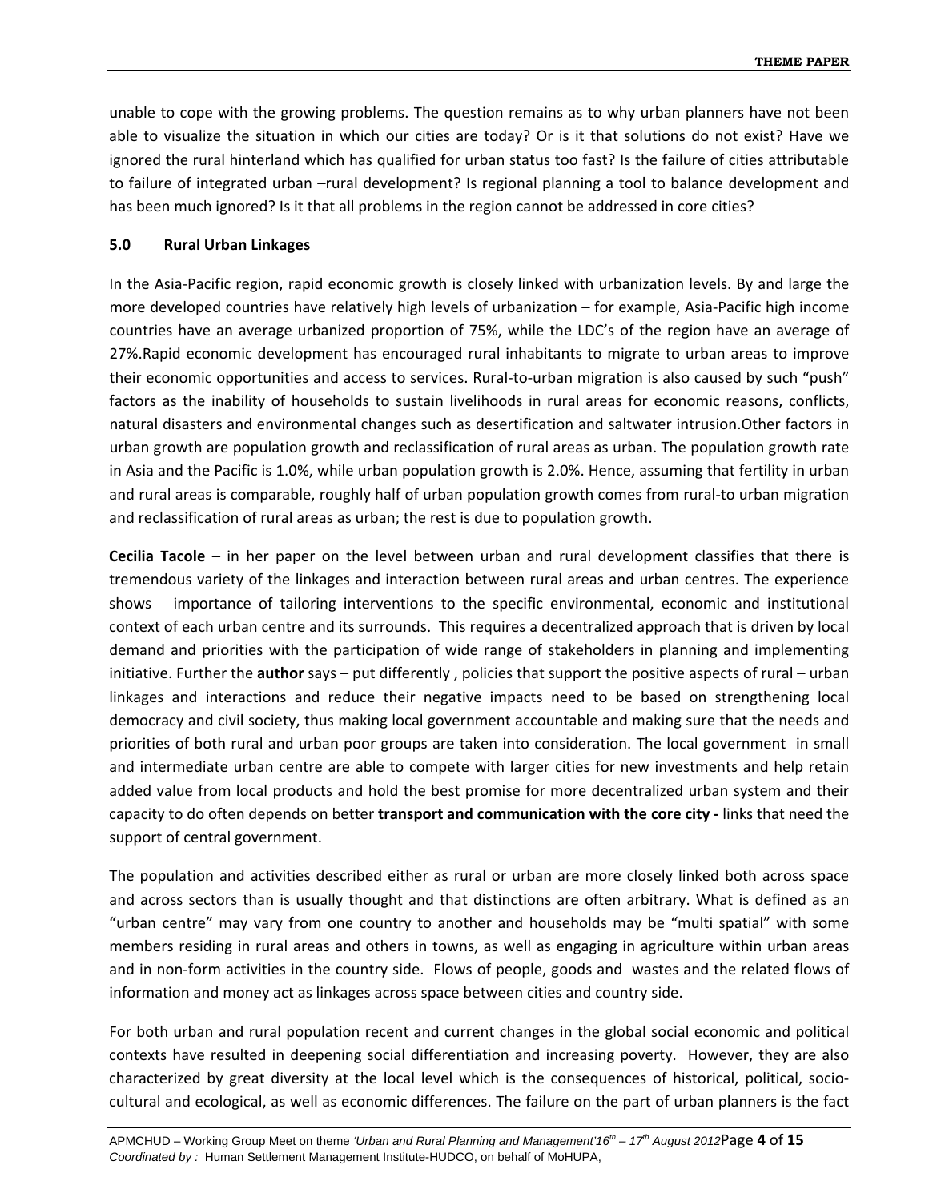unable to cope with the growing problems. The question remains as to why urban planners have not been able to visualize the situation in which our cities are today? Or is it that solutions do not exist? Have we ignored the rural hinterland which has qualified for urban status too fast? Is the failure of cities attributable to failure of integrated urban –rural development? Is regional planning a tool to balance development and has been much ignored? Is it that all problems in the region cannot be addressed in core cities?

## 5.0 Rural Urban Linkages

In the Asia-Pacific region, rapid economic growth is closely linked with urbanization levels. By and large the more developed countries have relatively high levels of urbanization – for example, Asia-Pacific high income countries have an average urbanized proportion of 75%, while the LDC's of the region have an average of 27%.Rapid economic development has encouraged rural inhabitants to migrate to urban areas to improve their economic opportunities and access to services. Rural-to-urban migration is also caused by such "push" factors as the inability of households to sustain livelihoods in rural areas for economic reasons, conflicts, natural disasters and environmental changes such as desertification and saltwater intrusion.Other factors in urban growth are population growth and reclassification of rural areas as urban. The population growth rate in Asia and the Pacific is 1.0%, while urban population growth is 2.0%. Hence, assuming that fertility in urban and rural areas is comparable, roughly half of urban population growth comes from rural-to urban migration and reclassification of rural areas as urban; the rest is due to population growth.

**Cecilia Tacole** – in her paper on the level between urban and rural development classifies that there is tremendous variety of the linkages and interaction between rural areas and urban centres. The experience shows importance of tailoring interventions to the specific environmental, economic and institutional context of each urban centre and its surrounds. This requires a decentralized approach that is driven by local demand and priorities with the participation of wide range of stakeholders in planning and implementing initiative. Further the **author** says – put differently , policies that support the positive aspects of rural – urban linkages and interactions and reduce their negative impacts need to be based on strengthening local democracy and civil society, thus making local government accountable and making sure that the needs and priorities of both rural and urban poor groups are taken into consideration. The local government in small and intermediate urban centre are able to compete with larger cities for new investments and help retain added value from local products and hold the best promise for more decentralized urban system and their capacity to do often depends on better **transport and communication with the core city -** links that need the support of central government.

The population and activities described either as rural or urban are more closely linked both across space and across sectors than is usually thought and that distinctions are often arbitrary. What is defined as an "urban centre" may vary from one country to another and households may be "multi spatial" with some members residing in rural areas and others in towns, as well as engaging in agriculture within urban areas and in non-form activities in the country side. Flows of people, goods and wastes and the related flows of information and money act as linkages across space between cities and country side.

For both urban and rural population recent and current changes in the global social economic and political contexts have resulted in deepening social differentiation and increasing poverty. However, they are also characterized by great diversity at the local level which is the consequences of historical, political, socio-cultural and ecological, as well as economic differences. The failure on the part of urban planners is the fact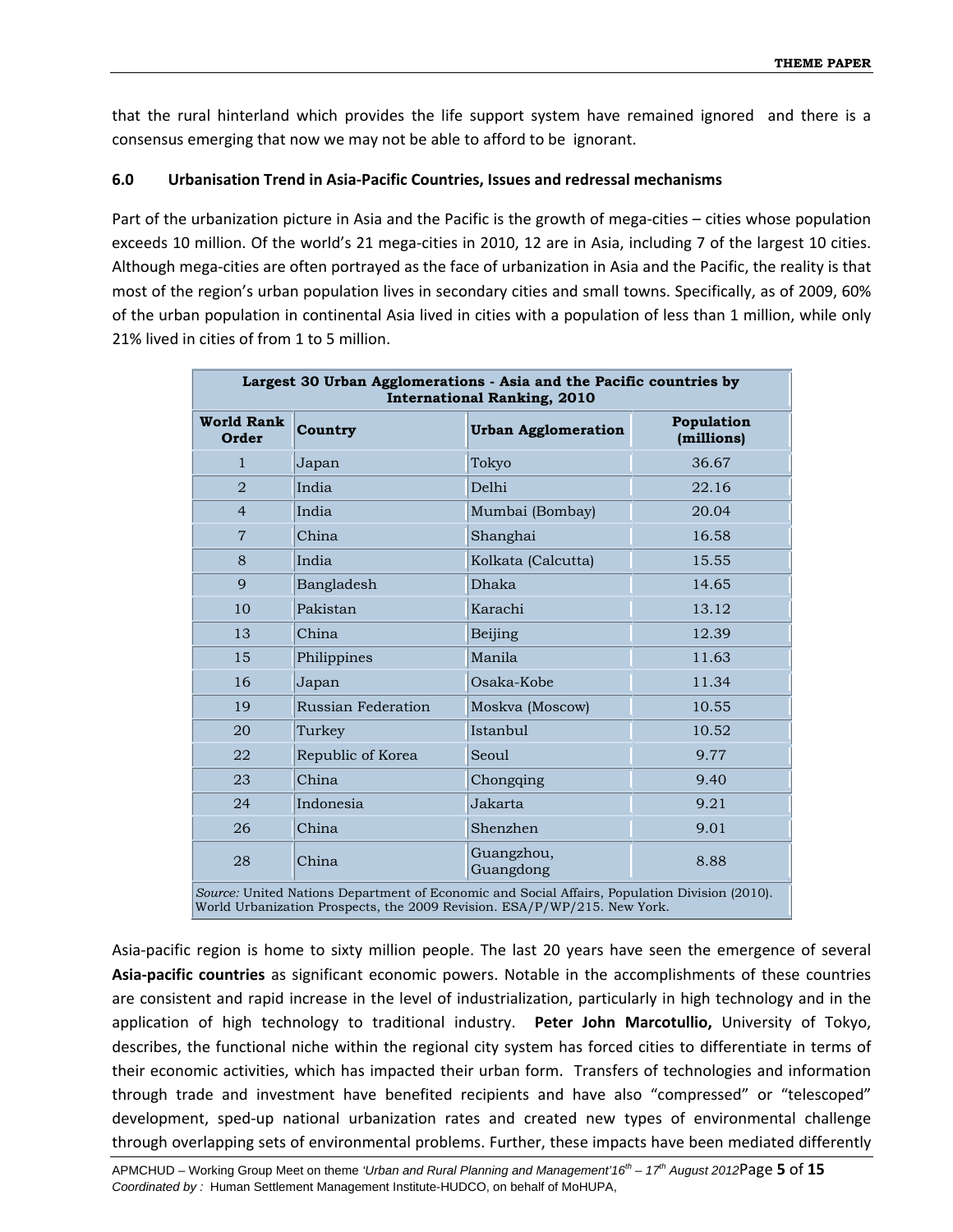that the rural hinterland which provides the life support system have remained ignored and there is a consensus emerging that now we may not be able to afford to be ignorant.

## 6.0 Urbanisation Trend in Asia-Pacific Countries, Issues and redressal mechanisms

Part of the urbanization picture in Asia and the Pacific is the growth of mega-cities – cities whose population exceeds 10 million. Of the world's 21 mega-cities in 2010, 12 are in Asia, including 7 of the largest 10 cities. Although mega-cities are often portrayed as the face of urbanization in Asia and the Pacific, the reality is that most of the region's urban population lives in secondary cities and small towns. Specifically, as of 2009, 60% of the urban population in continental Asia lived in cities with a population of less than 1 million, while only 21% lived in cities of from 1 to 5 million.

**Largest 30 Urban Agglomerations - Asia and the Pacific countries by International Ranking, 2010**

| World Rank Order | Country | Urban Agglomeration | Population (millions) |
|---|---|---|---|
| 1 | Japan | Tokyo | 36.67 |
| 2 | India | Delhi | 22.16 |
| 4 | India | Mumbai (Bombay) | 20.04 |
| 7 | China | Shanghai | 16.58 |
| 8 | India | Kolkata (Calcutta) | 15.55 |
| 9 | Bangladesh | Dhaka | 14.65 |
| 10 | Pakistan | Karachi | 13.12 |
| 13 | China | Beijing | 12.39 |
| 15 | Philippines | Manila | 11.63 |
| 16 | Japan | Osaka-Kobe | 11.34 |
| 19 | Russian Federation | Moskva (Moscow) | 10.55 |
| 20 | Turkey | Istanbul | 10.52 |
| 22 | Republic of Korea | Seoul | 9.77 |
| 23 | China | Chongqing | 9.40 |
| 24 | Indonesia | Jakarta | 9.21 |
| 26 | China | Shenzhen | 9.01 |
| 28 | China | Guangzhou, Guangdong | 8.88 |

*Source:* United Nations Department of Economic and Social Affairs, Population Division (2010). World Urbanization Prospects, the 2009 Revision. ESA/P/WP/215. New York.

Asia-pacific region is home to sixty million people. The last 20 years have seen the emergence of several **Asia-pacific countries** as significant economic powers. Notable in the accomplishments of these countries are consistent and rapid increase in the level of industrialization, particularly in high technology and in the application of high technology to traditional industry. **Peter John Marcotullio,** University of Tokyo, describes, the functional niche within the regional city system has forced cities to differentiate in terms of their economic activities, which has impacted their urban form. Transfers of technologies and information through trade and investment have benefited recipients and have also "compressed" or "telescoped" development, sped-up national urbanization rates and created new types of environmental challenge through overlapping sets of environmental problems. Further, these impacts have been mediated differently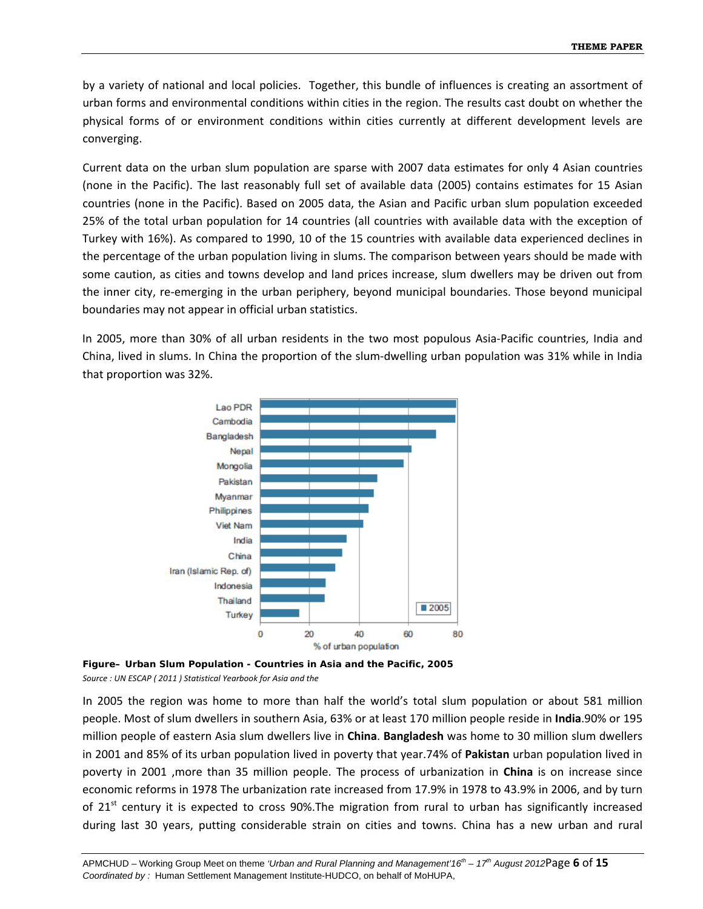by a variety of national and local policies. Together, this bundle of influences is creating an assortment of urban forms and environmental conditions within cities in the region. The results cast doubt on whether the physical forms of or environment conditions within cities currently at different development levels are converging.

Current data on the urban slum population are sparse with 2007 data estimates for only 4 Asian countries (none in the Pacific). The last reasonably full set of available data (2005) contains estimates for 15 Asian countries (none in the Pacific). Based on 2005 data, the Asian and Pacific urban slum population exceeded 25% of the total urban population for 14 countries (all countries with available data with the exception of Turkey with 16%). As compared to 1990, 10 of the 15 countries with available data experienced declines in the percentage of the urban population living in slums. The comparison between years should be made with some caution, as cities and towns develop and land prices increase, slum dwellers may be driven out from the inner city, re-emerging in the urban periphery, beyond municipal boundaries. Those beyond municipal boundaries may not appear in official urban statistics.

In 2005, more than 30% of all urban residents in the two most populous Asia-Pacific countries, India and China, lived in slums. In China the proportion of the slum-dwelling urban population was 31% while in India that proportion was 32%.

**Figure– Urban Slum Population - Countries in Asia and the Pacific, 2005**

*Source : UN ESCAP ( 2011 ) Statistical Yearbook for Asia and the*

In 2005 the region was home to more than half the world's total slum population or about 581 million people. Most of slum dwellers in southern Asia, 63% or at least 170 million people reside in **India**.90% or 195 million people of eastern Asia slum dwellers live in **China**. **Bangladesh** was home to 30 million slum dwellers in 2001 and 85% of its urban population lived in poverty that year.74% of **Pakistan** urban population lived in poverty in 2001 ,more than 35 million people. The process of urbanization in **China** is on increase since economic reforms in 1978 The urbanization rate increased from 17.9% in 1978 to 43.9% in 2006, and by turn of 21st century it is expected to cross 90%.The migration from rural to urban has significantly increased during last 30 years, putting considerable strain on cities and towns. China has a new urban and rural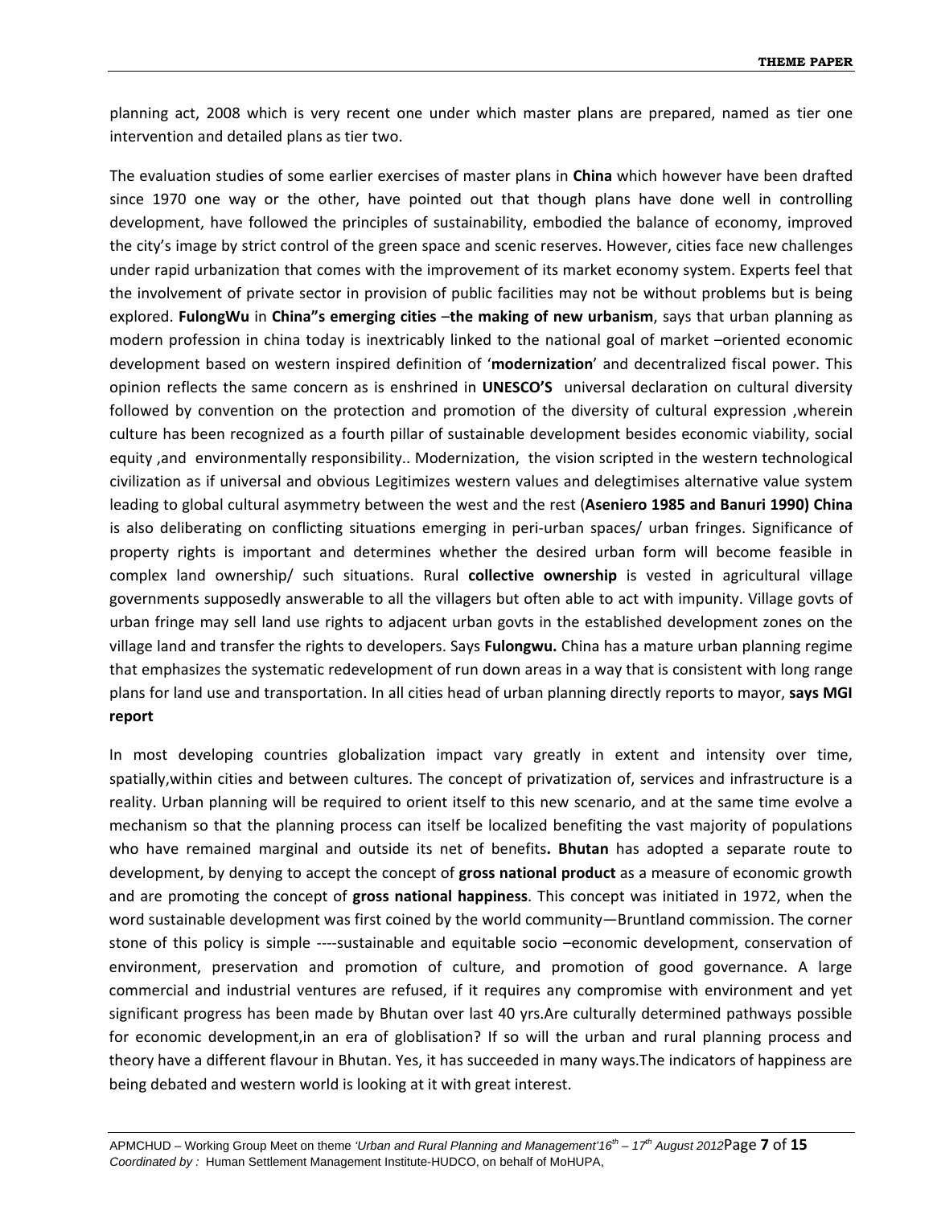planning act, 2008 which is very recent one under which master plans are prepared, named as tier one intervention and detailed plans as tier two.

The evaluation studies of some earlier exercises of master plans in **China** which however have been drafted since 1970 one way or the other, have pointed out that though plans have done well in controlling development, have followed the principles of sustainability, embodied the balance of economy, improved the city's image by strict control of the green space and scenic reserves. However, cities face new challenges under rapid urbanization that comes with the improvement of its market economy system. Experts feel that the involvement of private sector in provision of public facilities may not be without problems but is being explored. **FulongWu** in **China"s emerging cities** –**the making of new urbanism**, says that urban planning as modern profession in china today is inextricably linked to the national goal of market –oriented economic development based on western inspired definition of '**modernization**' and decentralized fiscal power. This opinion reflects the same concern as is enshrined in **UNESCO'S** universal declaration on cultural diversity followed by convention on the protection and promotion of the diversity of cultural expression ,wherein culture has been recognized as a fourth pillar of sustainable development besides economic viability, social equity ,and environmentally responsibility.. Modernization, the vision scripted in the western technological civilization as if universal and obvious Legitimizes western values and delegtimises alternative value system leading to global cultural asymmetry between the west and the rest (**Aseniero 1985 and Banuri 1990) China** is also deliberating on conflicting situations emerging in peri-urban spaces/ urban fringes. Significance of property rights is important and determines whether the desired urban form will become feasible in complex land ownership/ such situations. Rural **collective ownership** is vested in agricultural village governments supposedly answerable to all the villagers but often able to act with impunity. Village govts of urban fringe may sell land use rights to adjacent urban govts in the established development zones on the village land and transfer the rights to developers. Says **Fulongwu.** China has a mature urban planning regime that emphasizes the systematic redevelopment of run down areas in a way that is consistent with long range plans for land use and transportation. In all cities head of urban planning directly reports to mayor, **says MGI report**

In most developing countries globalization impact vary greatly in extent and intensity over time, spatially,within cities and between cultures. The concept of privatization of, services and infrastructure is a reality. Urban planning will be required to orient itself to this new scenario, and at the same time evolve a mechanism so that the planning process can itself be localized benefiting the vast majority of populations who have remained marginal and outside its net of benefits**. Bhutan** has adopted a separate route to development, by denying to accept the concept of **gross national product** as a measure of economic growth and are promoting the concept of **gross national happiness**. This concept was initiated in 1972, when the word sustainable development was first coined by the world community—Bruntland commission. The corner stone of this policy is simple ----sustainable and equitable socio –economic development, conservation of environment, preservation and promotion of culture, and promotion of good governance. A large commercial and industrial ventures are refused, if it requires any compromise with environment and yet significant progress has been made by Bhutan over last 40 yrs.Are culturally determined pathways possible for economic development,in an era of globlisation? If so will the urban and rural planning process and theory have a different flavour in Bhutan. Yes, it has succeeded in many ways.The indicators of happiness are being debated and western world is looking at it with great interest.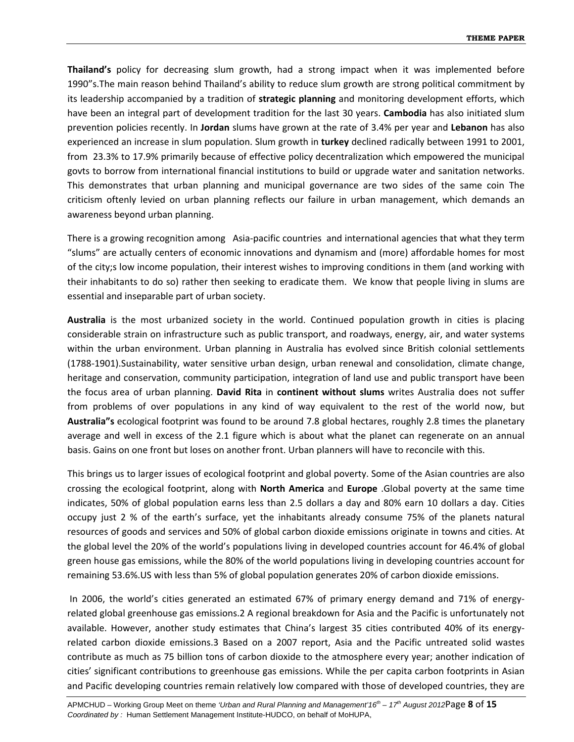**Thailand's** policy for decreasing slum growth, had a strong impact when it was implemented before 1990"s.The main reason behind Thailand's ability to reduce slum growth are strong political commitment by its leadership accompanied by a tradition of **strategic planning** and monitoring development efforts, which have been an integral part of development tradition for the last 30 years. **Cambodia** has also initiated slum prevention policies recently. In **Jordan** slums have grown at the rate of 3.4% per year and **Lebanon** has also experienced an increase in slum population. Slum growth in **turkey** declined radically between 1991 to 2001, from 23.3% to 17.9% primarily because of effective policy decentralization which empowered the municipal govts to borrow from international financial institutions to build or upgrade water and sanitation networks. This demonstrates that urban planning and municipal governance are two sides of the same coin The criticism oftenly levied on urban planning reflects our failure in urban management, which demands an awareness beyond urban planning.

There is a growing recognition among Asia-pacific countries and international agencies that what they term "slums" are actually centers of economic innovations and dynamism and (more) affordable homes for most of the city;s low income population, their interest wishes to improving conditions in them (and working with their inhabitants to do so) rather then seeking to eradicate them. We know that people living in slums are essential and inseparable part of urban society.

**Australia** is the most urbanized society in the world. Continued population growth in cities is placing considerable strain on infrastructure such as public transport, and roadways, energy, air, and water systems within the urban environment. Urban planning in Australia has evolved since British colonial settlements (1788-1901).Sustainability, water sensitive urban design, urban renewal and consolidation, climate change, heritage and conservation, community participation, integration of land use and public transport have been the focus area of urban planning. **David Rita** in **continent without slums** writes Australia does not suffer from problems of over populations in any kind of way equivalent to the rest of the world now, but **Australia"s** ecological footprint was found to be around 7.8 global hectares, roughly 2.8 times the planetary average and well in excess of the 2.1 figure which is about what the planet can regenerate on an annual basis. Gains on one front but loses on another front. Urban planners will have to reconcile with this.

This brings us to larger issues of ecological footprint and global poverty. Some of the Asian countries are also crossing the ecological footprint, along with **North America** and **Europe** .Global poverty at the same time indicates, 50% of global population earns less than 2.5 dollars a day and 80% earn 10 dollars a day. Cities occupy just 2 % of the earth's surface, yet the inhabitants already consume 75% of the planets natural resources of goods and services and 50% of global carbon dioxide emissions originate in towns and cities. At the global level the 20% of the world's populations living in developed countries account for 46.4% of global green house gas emissions, while the 80% of the world populations living in developing countries account for remaining 53.6%.US with less than 5% of global population generates 20% of carbon dioxide emissions.

In 2006, the world's cities generated an estimated 67% of primary energy demand and 71% of energy-related global greenhouse gas emissions.2 A regional breakdown for Asia and the Pacific is unfortunately not available. However, another study estimates that China's largest 35 cities contributed 40% of its energy-related carbon dioxide emissions.3 Based on a 2007 report, Asia and the Pacific untreated solid wastes contribute as much as 75 billion tons of carbon dioxide to the atmosphere every year; another indication of cities' significant contributions to greenhouse gas emissions. While the per capita carbon footprints in Asian and Pacific developing countries remain relatively low compared with those of developed countries, they are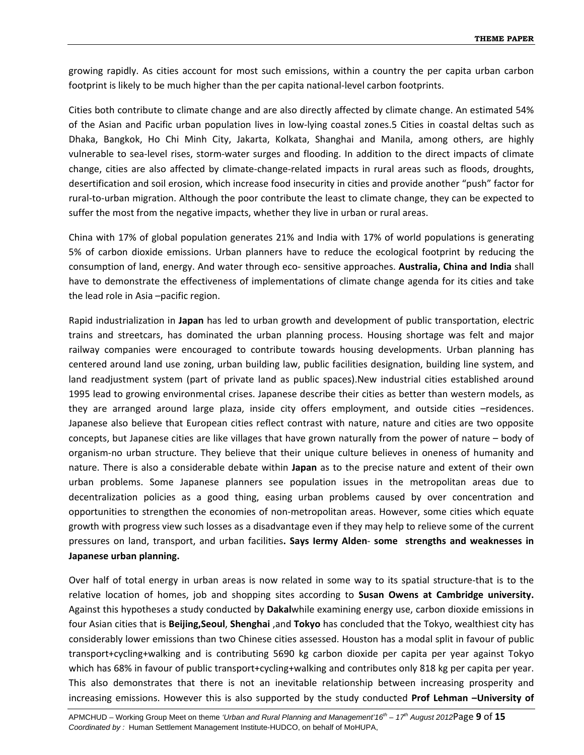growing rapidly. As cities account for most such emissions, within a country the per capita urban carbon footprint is likely to be much higher than the per capita national-level carbon footprints.

Cities both contribute to climate change and are also directly affected by climate change. An estimated 54% of the Asian and Pacific urban population lives in low-lying coastal zones.5 Cities in coastal deltas such as Dhaka, Bangkok, Ho Chi Minh City, Jakarta, Kolkata, Shanghai and Manila, among others, are highly vulnerable to sea-level rises, storm-water surges and flooding. In addition to the direct impacts of climate change, cities are also affected by climate-change-related impacts in rural areas such as floods, droughts, desertification and soil erosion, which increase food insecurity in cities and provide another "push" factor for rural-to-urban migration. Although the poor contribute the least to climate change, they can be expected to suffer the most from the negative impacts, whether they live in urban or rural areas.

China with 17% of global population generates 21% and India with 17% of world populations is generating 5% of carbon dioxide emissions. Urban planners have to reduce the ecological footprint by reducing the consumption of land, energy. And water through eco- sensitive approaches. **Australia, China and India** shall have to demonstrate the effectiveness of implementations of climate change agenda for its cities and take the lead role in Asia –pacific region.

Rapid industrialization in **Japan** has led to urban growth and development of public transportation, electric trains and streetcars, has dominated the urban planning process. Housing shortage was felt and major railway companies were encouraged to contribute towards housing developments. Urban planning has centered around land use zoning, urban building law, public facilities designation, building line system, and land readjustment system (part of private land as public spaces).New industrial cities established around 1995 lead to growing environmental crises. Japanese describe their cities as better than western models, as they are arranged around large plaza, inside city offers employment, and outside cities –residences. Japanese also believe that European cities reflect contrast with nature, nature and cities are two opposite concepts, but Japanese cities are like villages that have grown naturally from the power of nature – body of organism-no urban structure. They believe that their unique culture believes in oneness of humanity and nature. There is also a considerable debate within **Japan** as to the precise nature and extent of their own urban problems. Some Japanese planners see population issues in the metropolitan areas due to decentralization policies as a good thing, easing urban problems caused by over concentration and opportunities to strengthen the economies of non-metropolitan areas. However, some cities which equate growth with progress view such losses as a disadvantage even if they may help to relieve some of the current pressures on land, transport, and urban facilities**. Says Iermy Alden**- **some strengths and weaknesses in Japanese urban planning.**

Over half of total energy in urban areas is now related in some way to its spatial structure-that is to the relative location of homes, job and shopping sites according to **Susan Owens at Cambridge university.** Against this hypotheses a study conducted by **Dakal**while examining energy use, carbon dioxide emissions in four Asian cities that is **Beijing,Seoul**, **Shenghai** ,and **Tokyo** has concluded that the Tokyo, wealthiest city has considerably lower emissions than two Chinese cities assessed. Houston has a modal split in favour of public transport+cycling+walking and is contributing 5690 kg carbon dioxide per capita per year against Tokyo which has 68% in favour of public transport+cycling+walking and contributes only 818 kg per capita per year. This also demonstrates that there is not an inevitable relationship between increasing prosperity and increasing emissions. However this is also supported by the study conducted **Prof Lehman –University of**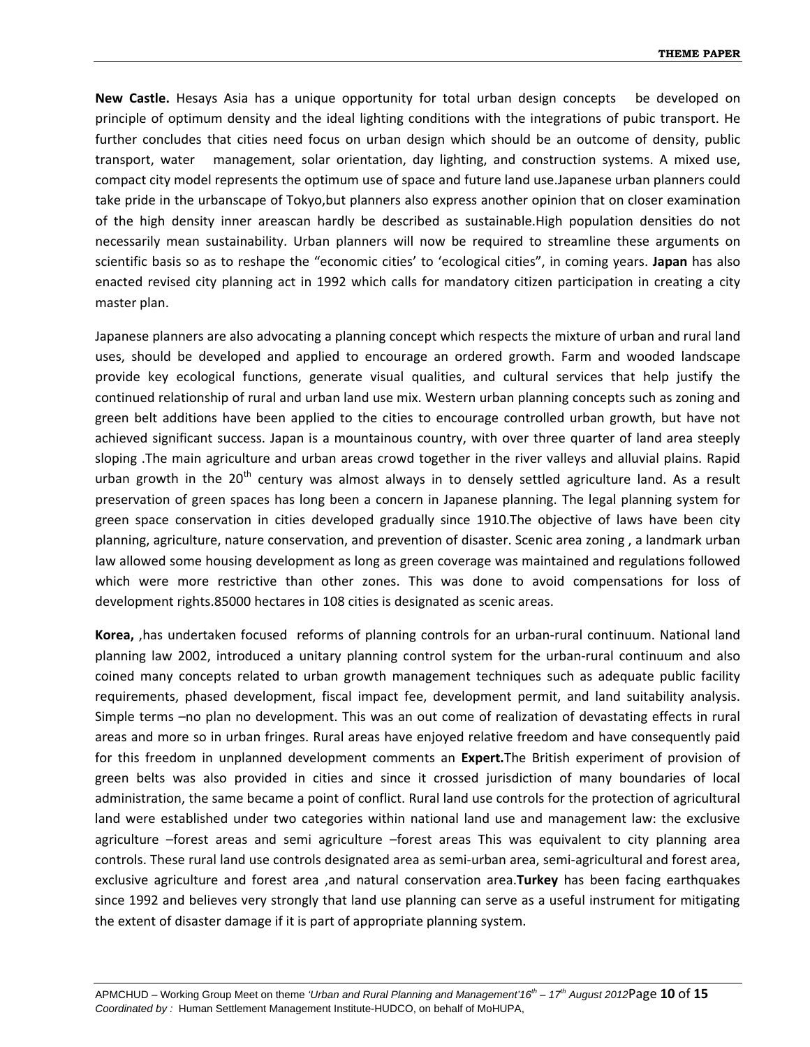**New Castle.** Hesays Asia has a unique opportunity for total urban design concepts be developed on principle of optimum density and the ideal lighting conditions with the integrations of pubic transport. He further concludes that cities need focus on urban design which should be an outcome of density, public transport, water management, solar orientation, day lighting, and construction systems. A mixed use, compact city model represents the optimum use of space and future land use.Japanese urban planners could take pride in the urbanscape of Tokyo,but planners also express another opinion that on closer examination of the high density inner areascan hardly be described as sustainable.High population densities do not necessarily mean sustainability. Urban planners will now be required to streamline these arguments on scientific basis so as to reshape the "economic cities' to 'ecological cities", in coming years. **Japan** has also enacted revised city planning act in 1992 which calls for mandatory citizen participation in creating a city master plan.

Japanese planners are also advocating a planning concept which respects the mixture of urban and rural land uses, should be developed and applied to encourage an ordered growth. Farm and wooded landscape provide key ecological functions, generate visual qualities, and cultural services that help justify the continued relationship of rural and urban land use mix. Western urban planning concepts such as zoning and green belt additions have been applied to the cities to encourage controlled urban growth, but have not achieved significant success. Japan is a mountainous country, with over three quarter of land area steeply sloping .The main agriculture and urban areas crowd together in the river valleys and alluvial plains. Rapid urban growth in the 20[th] century was almost always in to densely settled agriculture land. As a result preservation of green spaces has long been a concern in Japanese planning. The legal planning system for green space conservation in cities developed gradually since 1910.The objective of laws have been city planning, agriculture, nature conservation, and prevention of disaster. Scenic area zoning , a landmark urban law allowed some housing development as long as green coverage was maintained and regulations followed which were more restrictive than other zones. This was done to avoid compensations for loss of development rights.85000 hectares in 108 cities is designated as scenic areas.

**Korea,** ,has undertaken focused reforms of planning controls for an urban-rural continuum. National land planning law 2002, introduced a unitary planning control system for the urban-rural continuum and also coined many concepts related to urban growth management techniques such as adequate public facility requirements, phased development, fiscal impact fee, development permit, and land suitability analysis. Simple terms –no plan no development. This was an out come of realization of devastating effects in rural areas and more so in urban fringes. Rural areas have enjoyed relative freedom and have consequently paid for this freedom in unplanned development comments an **Expert.**The British experiment of provision of green belts was also provided in cities and since it crossed jurisdiction of many boundaries of local administration, the same became a point of conflict. Rural land use controls for the protection of agricultural land were established under two categories within national land use and management law: the exclusive agriculture –forest areas and semi agriculture –forest areas This was equivalent to city planning area controls. These rural land use controls designated area as semi-urban area, semi-agricultural and forest area, exclusive agriculture and forest area ,and natural conservation area.**Turkey** has been facing earthquakes since 1992 and believes very strongly that land use planning can serve as a useful instrument for mitigating the extent of disaster damage if it is part of appropriate planning system.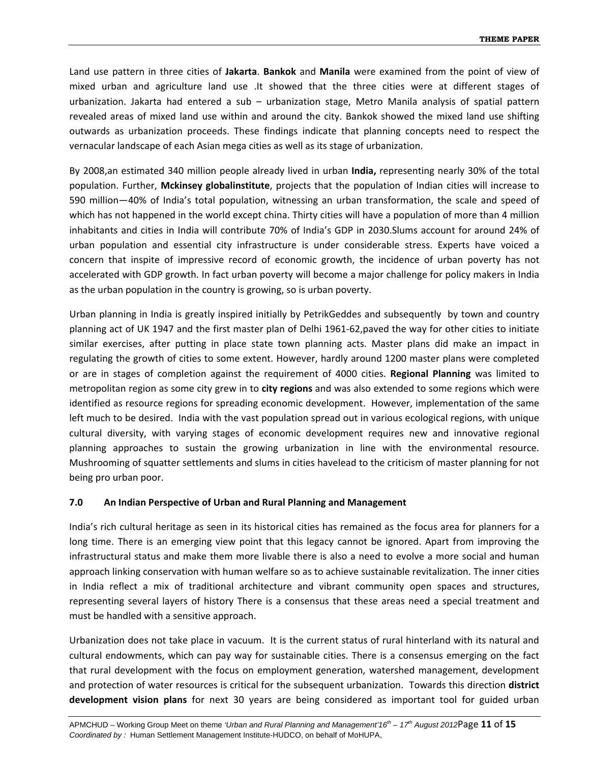Land use pattern in three cities of **Jakarta**. **Bankok** and **Manila** were examined from the point of view of mixed urban and agriculture land use .It showed that the three cities were at different stages of urbanization. Jakarta had entered a sub – urbanization stage, Metro Manila analysis of spatial pattern revealed areas of mixed land use within and around the city. Bankok showed the mixed land use shifting outwards as urbanization proceeds. These findings indicate that planning concepts need to respect the vernacular landscape of each Asian mega cities as well as its stage of urbanization.

By 2008,an estimated 340 million people already lived in urban **India,** representing nearly 30% of the total population. Further, **Mckinsey globalinstitute**, projects that the population of Indian cities will increase to 590 million—40% of India's total population, witnessing an urban transformation, the scale and speed of which has not happened in the world except china. Thirty cities will have a population of more than 4 million inhabitants and cities in India will contribute 70% of India's GDP in 2030.Slums account for around 24% of urban population and essential city infrastructure is under considerable stress. Experts have voiced a concern that inspite of impressive record of economic growth, the incidence of urban poverty has not accelerated with GDP growth. In fact urban poverty will become a major challenge for policy makers in India as the urban population in the country is growing, so is urban poverty.

Urban planning in India is greatly inspired initially by PetrikGeddes and subsequently by town and country planning act of UK 1947 and the first master plan of Delhi 1961-62,paved the way for other cities to initiate similar exercises, after putting in place state town planning acts. Master plans did make an impact in regulating the growth of cities to some extent. However, hardly around 1200 master plans were completed or are in stages of completion against the requirement of 4000 cities. **Regional Planning** was limited to metropolitan region as some city grew in to **city regions** and was also extended to some regions which were identified as resource regions for spreading economic development. However, implementation of the same left much to be desired. India with the vast population spread out in various ecological regions, with unique cultural diversity, with varying stages of economic development requires new and innovative regional planning approaches to sustain the growing urbanization in line with the environmental resource. Mushrooming of squatter settlements and slums in cities havelead to the criticism of master planning for not being pro urban poor.

## 7.0 An Indian Perspective of Urban and Rural Planning and Management

India's rich cultural heritage as seen in its historical cities has remained as the focus area for planners for a long time. There is an emerging view point that this legacy cannot be ignored. Apart from improving the infrastructural status and make them more livable there is also a need to evolve a more social and human approach linking conservation with human welfare so as to achieve sustainable revitalization. The inner cities in India reflect a mix of traditional architecture and vibrant community open spaces and structures, representing several layers of history There is a consensus that these areas need a special treatment and must be handled with a sensitive approach.

Urbanization does not take place in vacuum. It is the current status of rural hinterland with its natural and cultural endowments, which can pay way for sustainable cities. There is a consensus emerging on the fact that rural development with the focus on employment generation, watershed management, development and protection of water resources is critical for the subsequent urbanization. Towards this direction **district development vision plans** for next 30 years are being considered as important tool for guided urban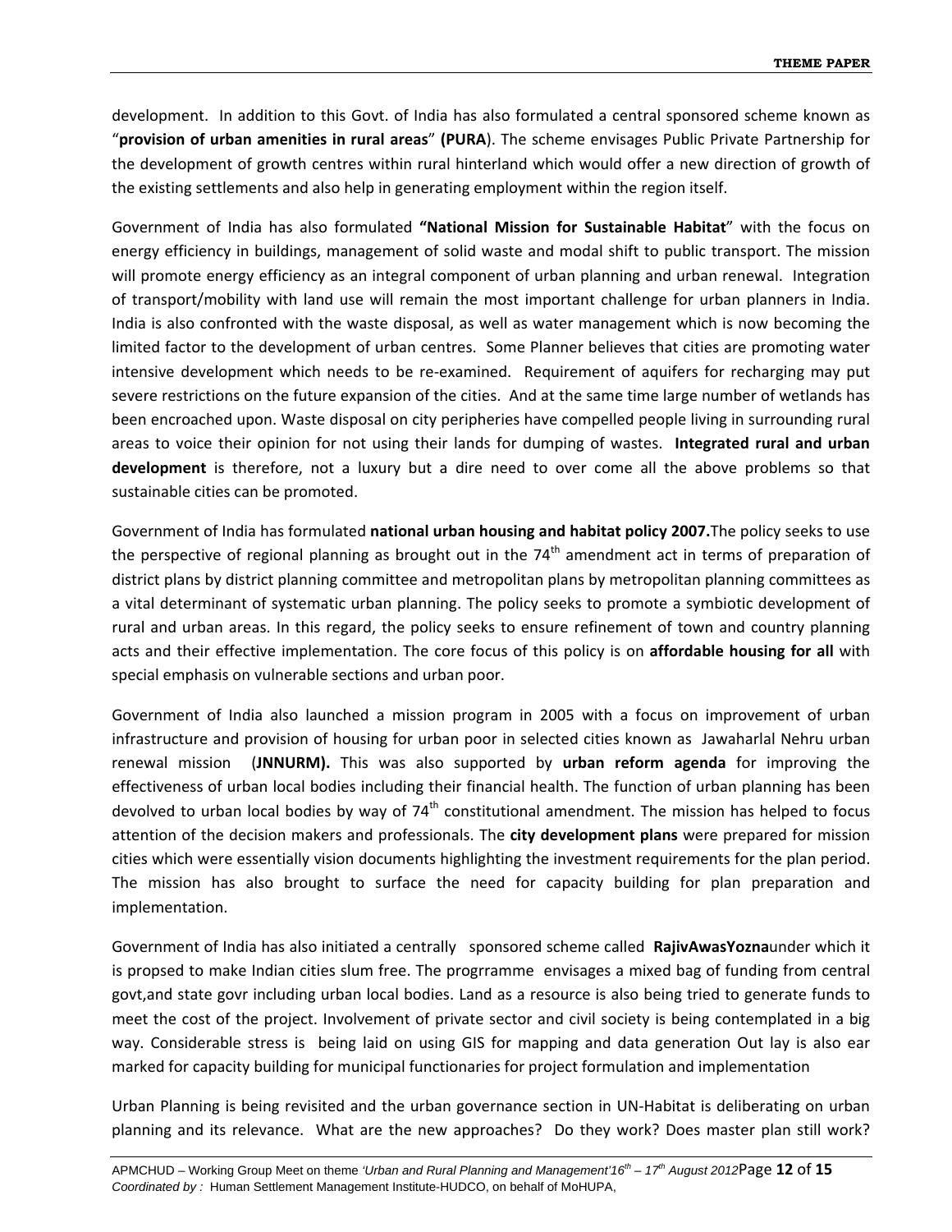development. In addition to this Govt. of India has also formulated a central sponsored scheme known as "**provision of urban amenities in rural areas**" **(PURA**). The scheme envisages Public Private Partnership for the development of growth centres within rural hinterland which would offer a new direction of growth of the existing settlements and also help in generating employment within the region itself.

Government of India has also formulated **"National Mission for Sustainable Habitat**" with the focus on energy efficiency in buildings, management of solid waste and modal shift to public transport. The mission will promote energy efficiency as an integral component of urban planning and urban renewal. Integration of transport/mobility with land use will remain the most important challenge for urban planners in India. India is also confronted with the waste disposal, as well as water management which is now becoming the limited factor to the development of urban centres. Some Planner believes that cities are promoting water intensive development which needs to be re-examined. Requirement of aquifers for recharging may put severe restrictions on the future expansion of the cities. And at the same time large number of wetlands has been encroached upon. Waste disposal on city peripheries have compelled people living in surrounding rural areas to voice their opinion for not using their lands for dumping of wastes. **Integrated rural and urban development** is therefore, not a luxury but a dire need to over come all the above problems so that sustainable cities can be promoted.

Government of India has formulated **national urban housing and habitat policy 2007.**The policy seeks to use the perspective of regional planning as brought out in the 74th amendment act in terms of preparation of district plans by district planning committee and metropolitan plans by metropolitan planning committees as a vital determinant of systematic urban planning. The policy seeks to promote a symbiotic development of rural and urban areas. In this regard, the policy seeks to ensure refinement of town and country planning acts and their effective implementation. The core focus of this policy is on **affordable housing for all** with special emphasis on vulnerable sections and urban poor.

Government of India also launched a mission program in 2005 with a focus on improvement of urban infrastructure and provision of housing for urban poor in selected cities known as Jawaharlal Nehru urban renewal mission (**JNNURM).** This was also supported by **urban reform agenda** for improving the effectiveness of urban local bodies including their financial health. The function of urban planning has been devolved to urban local bodies by way of 74th constitutional amendment. The mission has helped to focus attention of the decision makers and professionals. The **city development plans** were prepared for mission cities which were essentially vision documents highlighting the investment requirements for the plan period. The mission has also brought to surface the need for capacity building for plan preparation and implementation.

Government of India has also initiated a centrally sponsored scheme called **RajivAwasYozna**under which it is propsed to make Indian cities slum free. The progrramme envisages a mixed bag of funding from central govt,and state govr including urban local bodies. Land as a resource is also being tried to generate funds to meet the cost of the project. Involvement of private sector and civil society is being contemplated in a big way. Considerable stress is being laid on using GIS for mapping and data generation Out lay is also ear marked for capacity building for municipal functionaries for project formulation and implementation

Urban Planning is being revisited and the urban governance section in UN-Habitat is deliberating on urban planning and its relevance. What are the new approaches? Do they work? Does master plan still work?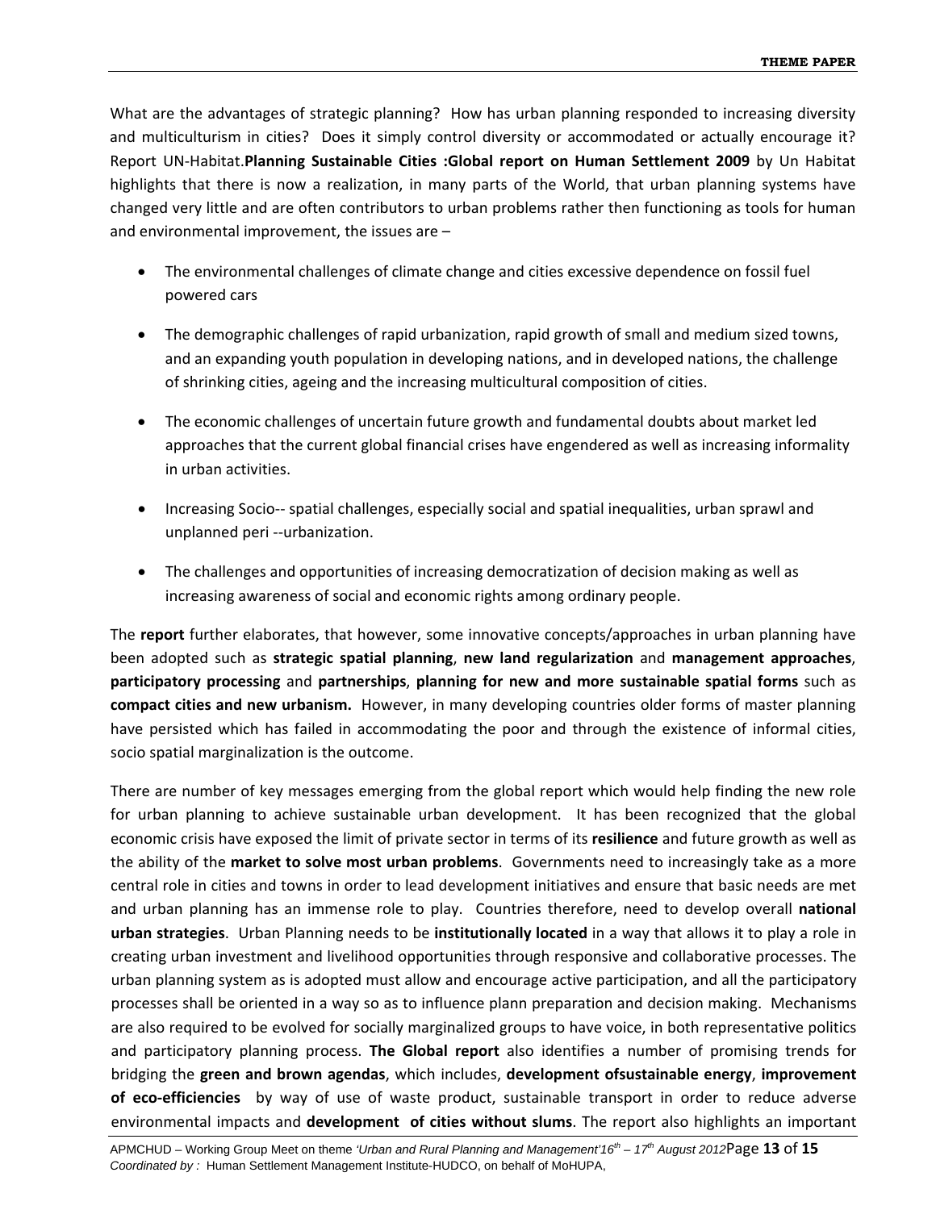What are the advantages of strategic planning? How has urban planning responded to increasing diversity and multiculturism in cities? Does it simply control diversity or accommodated or actually encourage it? Report UN-Habitat.**Planning Sustainable Cities :Global report on Human Settlement 2009** by Un Habitat highlights that there is now a realization, in many parts of the World, that urban planning systems have changed very little and are often contributors to urban problems rather then functioning as tools for human and environmental improvement, the issues are –

- The environmental challenges of climate change and cities excessive dependence on fossil fuel powered cars
- The demographic challenges of rapid urbanization, rapid growth of small and medium sized towns, and an expanding youth population in developing nations, and in developed nations, the challenge of shrinking cities, ageing and the increasing multicultural composition of cities.
- The economic challenges of uncertain future growth and fundamental doubts about market led approaches that the current global financial crises have engendered as well as increasing informality in urban activities.
- Increasing Socio-- spatial challenges, especially social and spatial inequalities, urban sprawl and unplanned peri --urbanization.
- The challenges and opportunities of increasing democratization of decision making as well as increasing awareness of social and economic rights among ordinary people.

The **report** further elaborates, that however, some innovative concepts/approaches in urban planning have been adopted such as **strategic spatial planning**, **new land regularization** and **management approaches**, **participatory processing** and **partnerships**, **planning for new and more sustainable spatial forms** such as **compact cities and new urbanism.** However, in many developing countries older forms of master planning have persisted which has failed in accommodating the poor and through the existence of informal cities, socio spatial marginalization is the outcome.

There are number of key messages emerging from the global report which would help finding the new role for urban planning to achieve sustainable urban development. It has been recognized that the global economic crisis have exposed the limit of private sector in terms of its **resilience** and future growth as well as the ability of the **market to solve most urban problems**. Governments need to increasingly take as a more central role in cities and towns in order to lead development initiatives and ensure that basic needs are met and urban planning has an immense role to play. Countries therefore, need to develop overall **national urban strategies**. Urban Planning needs to be **institutionally located** in a way that allows it to play a role in creating urban investment and livelihood opportunities through responsive and collaborative processes. The urban planning system as is adopted must allow and encourage active participation, and all the participatory processes shall be oriented in a way so as to influence plann preparation and decision making. Mechanisms are also required to be evolved for socially marginalized groups to have voice, in both representative politics and participatory planning process. **The Global report** also identifies a number of promising trends for bridging the **green and brown agendas**, which includes, **development ofsustainable energy**, **improvement of eco-efficiencies** by way of use of waste product, sustainable transport in order to reduce adverse environmental impacts and **development of cities without slums**. The report also highlights an important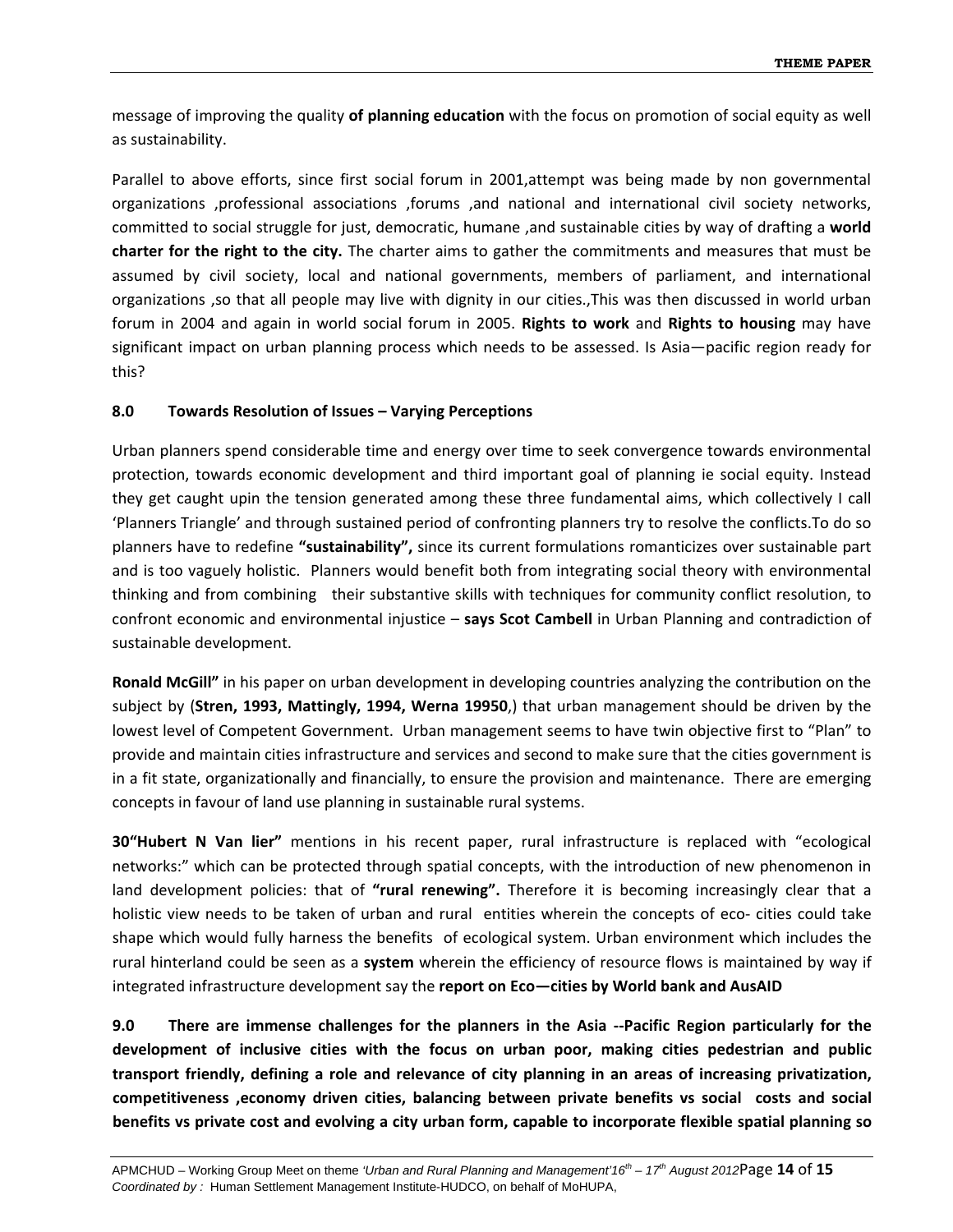message of improving the quality **of planning education** with the focus on promotion of social equity as well as sustainability.

Parallel to above efforts, since first social forum in 2001,attempt was being made by non governmental organizations ,professional associations ,forums ,and national and international civil society networks, committed to social struggle for just, democratic, humane ,and sustainable cities by way of drafting a **world charter for the right to the city.** The charter aims to gather the commitments and measures that must be assumed by civil society, local and national governments, members of parliament, and international organizations ,so that all people may live with dignity in our cities.,This was then discussed in world urban forum in 2004 and again in world social forum in 2005. **Rights to work** and **Rights to housing** may have significant impact on urban planning process which needs to be assessed. Is Asia—pacific region ready for this?

## 8.0 Towards Resolution of Issues – Varying Perceptions

Urban planners spend considerable time and energy over time to seek convergence towards environmental protection, towards economic development and third important goal of planning ie social equity. Instead they get caught upin the tension generated among these three fundamental aims, which collectively I call 'Planners Triangle' and through sustained period of confronting planners try to resolve the conflicts.To do so planners have to redefine **"sustainability",** since its current formulations romanticizes over sustainable part and is too vaguely holistic. Planners would benefit both from integrating social theory with environmental thinking and from combining their substantive skills with techniques for community conflict resolution, to confront economic and environmental injustice – **says Scot Cambell** in Urban Planning and contradiction of sustainable development.

**Ronald McGill"** in his paper on urban development in developing countries analyzing the contribution on the subject by (**Stren, 1993, Mattingly, 1994, Werna 19950**,) that urban management should be driven by the lowest level of Competent Government. Urban management seems to have twin objective first to "Plan" to provide and maintain cities infrastructure and services and second to make sure that the cities government is in a fit state, organizationally and financially, to ensure the provision and maintenance. There are emerging concepts in favour of land use planning in sustainable rural systems.

**30"Hubert N Van lier"** mentions in his recent paper, rural infrastructure is replaced with "ecological networks:" which can be protected through spatial concepts, with the introduction of new phenomenon in land development policies: that of **"rural renewing".** Therefore it is becoming increasingly clear that a holistic view needs to be taken of urban and rural entities wherein the concepts of eco- cities could take shape which would fully harness the benefits of ecological system. Urban environment which includes the rural hinterland could be seen as a **system** wherein the efficiency of resource flows is maintained by way if integrated infrastructure development say the **report on Eco—cities by World bank and AusAID**

**9.0 There are immense challenges for the planners in the Asia --Pacific Region particularly for the development of inclusive cities with the focus on urban poor, making cities pedestrian and public transport friendly, defining a role and relevance of city planning in an areas of increasing privatization, competitiveness ,economy driven cities, balancing between private benefits vs social costs and social benefits vs private cost and evolving a city urban form, capable to incorporate flexible spatial planning so**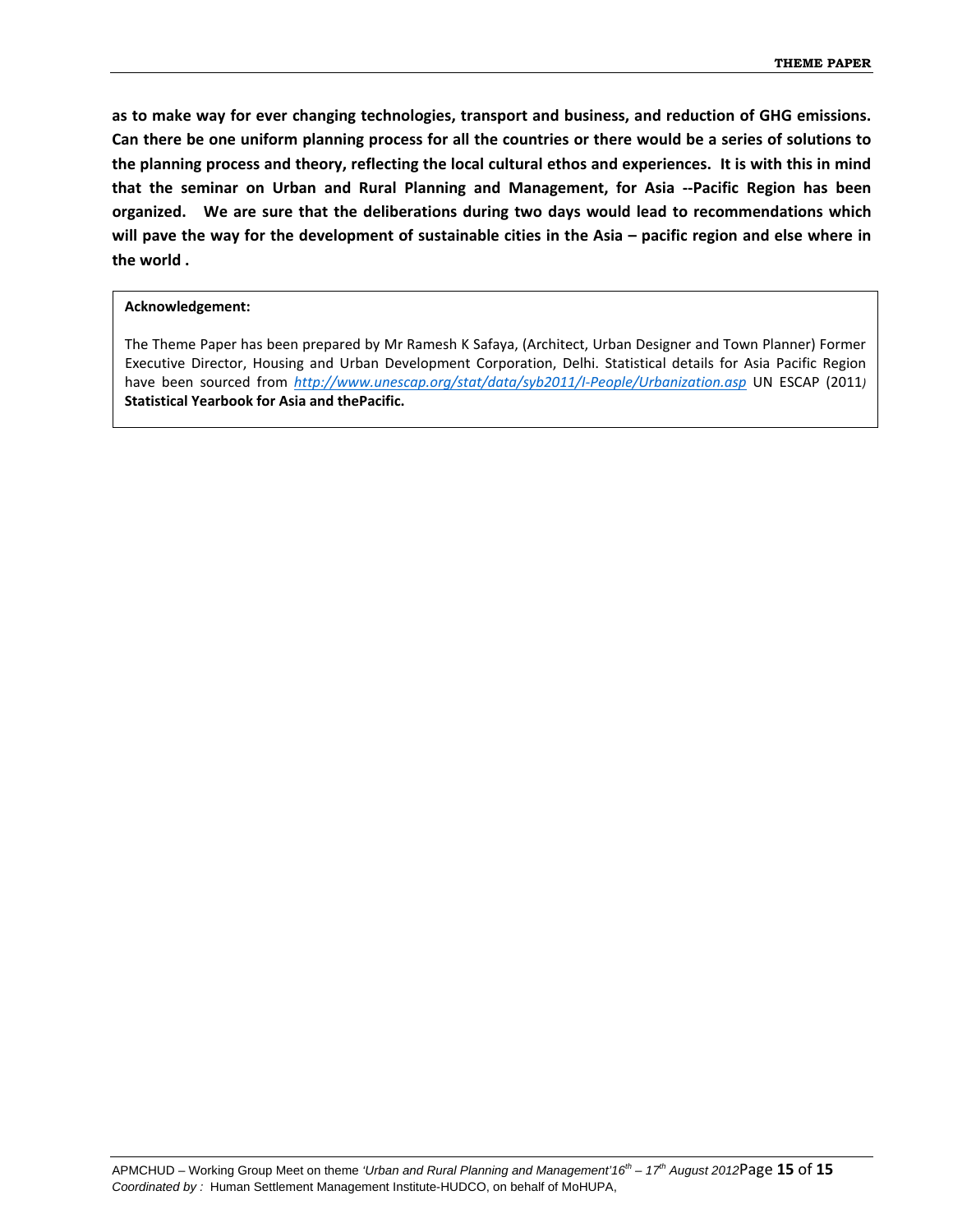**as to make way for ever changing technologies, transport and business, and reduction of GHG emissions. Can there be one uniform planning process for all the countries or there would be a series of solutions to the planning process and theory, reflecting the local cultural ethos and experiences. It is with this in mind that the seminar on Urban and Rural Planning and Management, for Asia --Pacific Region has been organized. We are sure that the deliberations during two days would lead to recommendations which will pave the way for the development of sustainable cities in the Asia – pacific region and else where in the world .**

**Acknowledgement:**

The Theme Paper has been prepared by Mr Ramesh K Safaya, (Architect, Urban Designer and Town Planner) Former Executive Director, Housing and Urban Development Corporation, Delhi. Statistical details for Asia Pacific Region have been sourced from *http://www.unescap.org/stat/data/syb2011/I-People/Urbanization.asp* UN ESCAP (2011) **Statistical Yearbook for Asia and thePacific.**